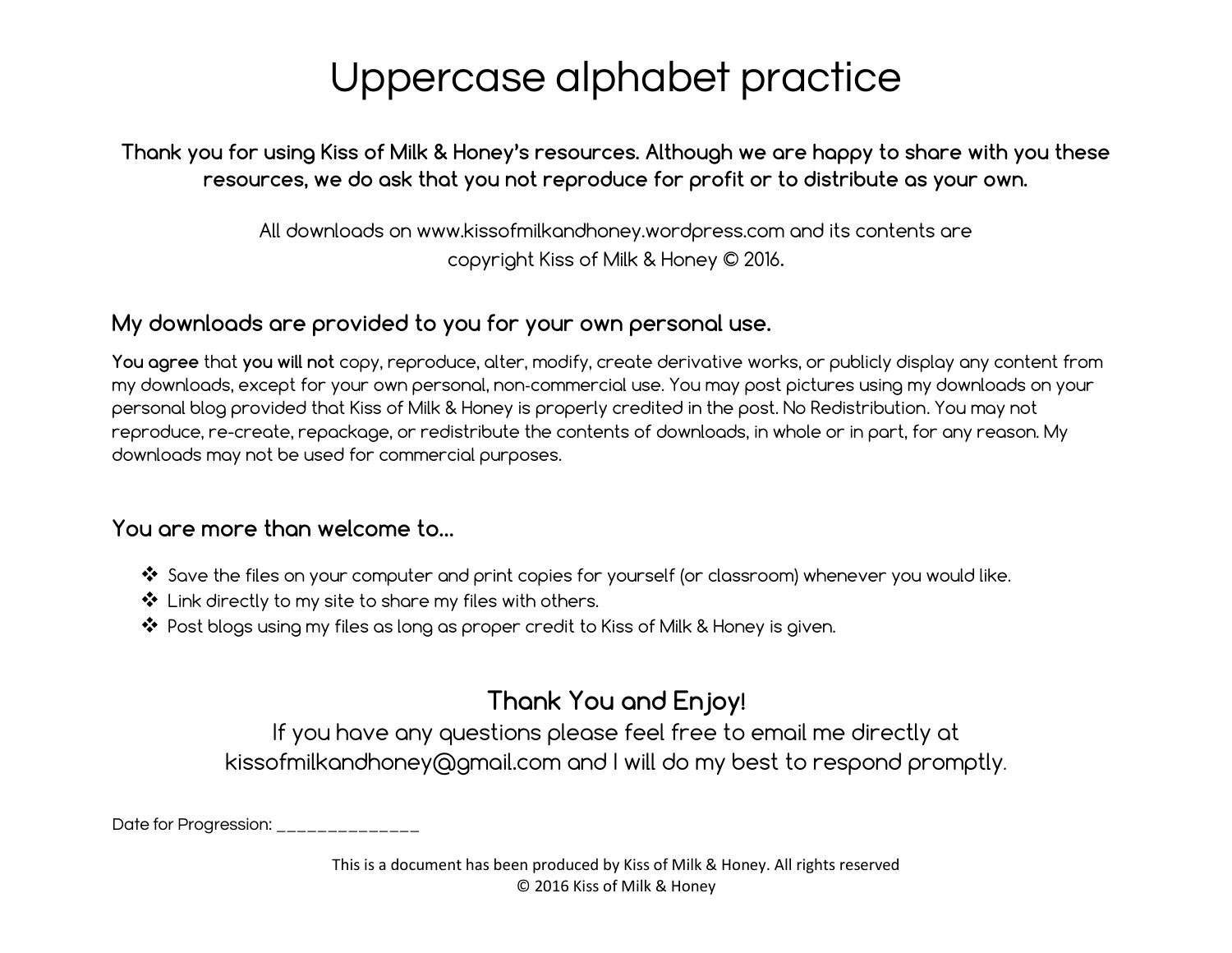# Uppercase alphabet practice

**Thank you for using Kiss of Milk & Honey's resources. Although we are happy to share with you these resources, we do ask that you not reproduce for profit or to distribute as your own.**

All downloads on www.kissofmilkandhoney.wordpress.com and its contents are copyright Kiss of Milk & Honey © 2016.

## My downloads are provided to you for your own personal use.

**You agree** that **you will not** copy, reproduce, alter, modify, create derivative works, or publicly display any content from my downloads, except for your own personal, non-commercial use. You may post pictures using my downloads on your personal blog provided that Kiss of Milk & Honey is properly credited in the post. No Redistribution. You may not reproduce, re-create, repackage, or redistribute the contents of downloads, in whole or in part, for any reason. My downloads may not be used for commercial purposes.

## You are more than welcome to...

- Save the files on your computer and print copies for yourself (or classroom) whenever you would like.
- Link directly to my site to share my files with others.
- Post blogs using my files as long as proper credit to Kiss of Milk & Honey is given.

**Thank You and Enjoy!**

If you have any questions please feel free to email me directly at kissofmilkandhoney@gmail.com and I will do my best to respond promptly.

Date for Progression: ______________

This is a document has been produced by Kiss of Milk & Honey. All rights reserved
© 2016 Kiss of Milk & Honey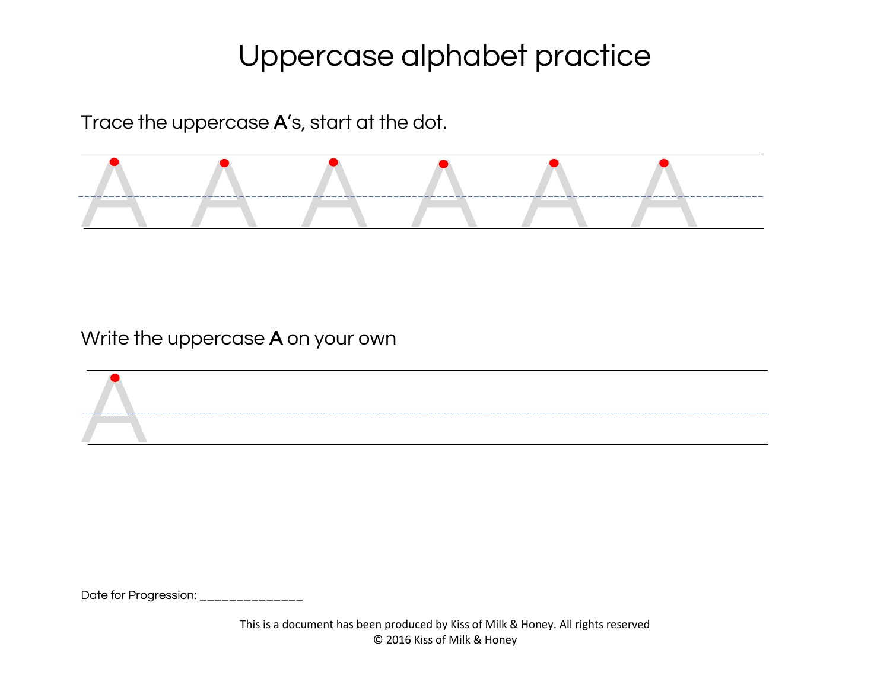# Uppercase alphabet practice

Trace the uppercase **A**'s, start at the dot.

A A A A A A

Write the uppercase **A** on your own

A

Date for Progression: ______________

This is a document has been produced by Kiss of Milk & Honey. All rights reserved
© 2016 Kiss of Milk & Honey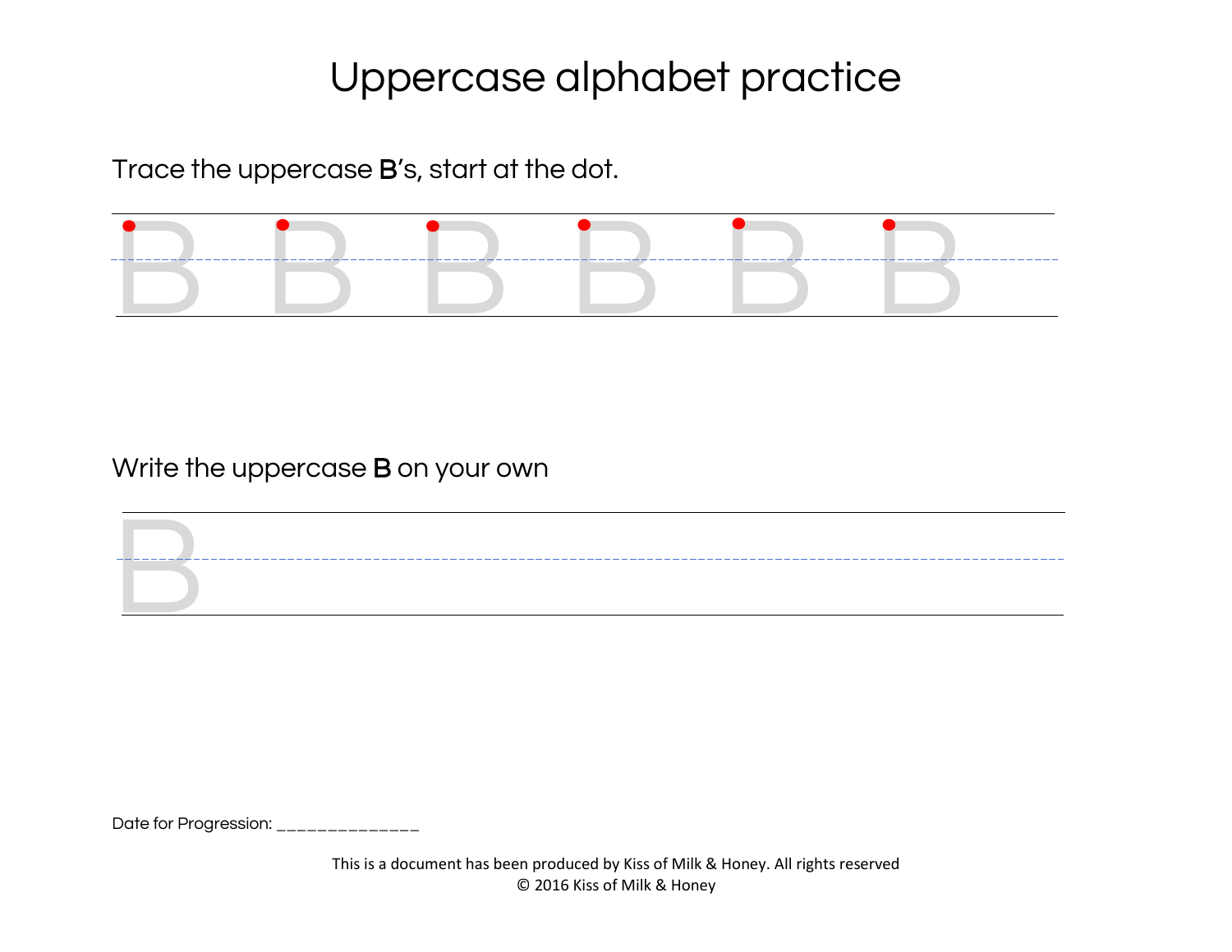# Uppercase alphabet practice

Trace the uppercase **B**'s, start at the dot.

B B B B B B

Write the uppercase **B** on your own

B

Date for Progression: ______________

This is a document has been produced by Kiss of Milk & Honey. All rights reserved
© 2016 Kiss of Milk & Honey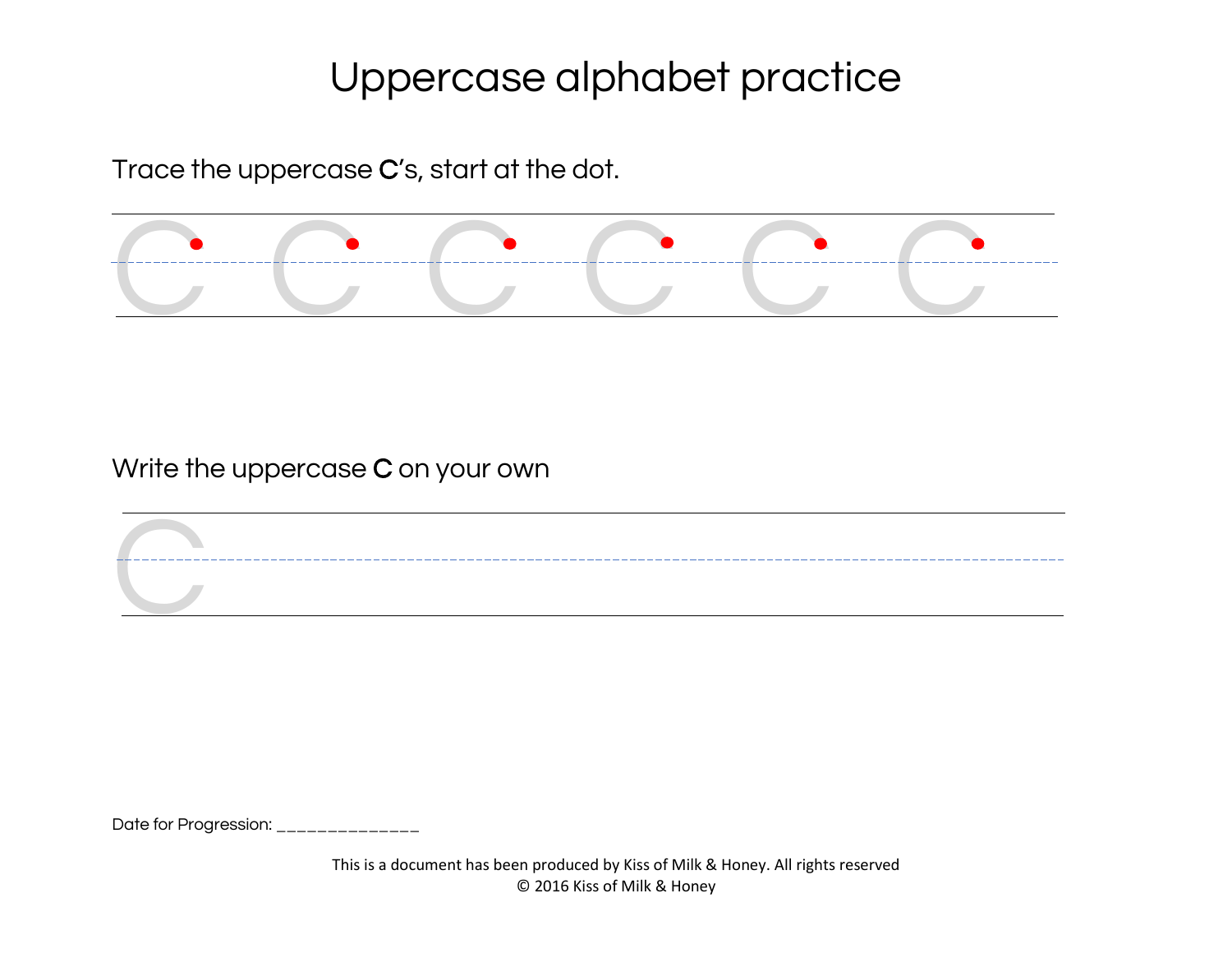# Uppercase alphabet practice

Trace the uppercase **C**'s, start at the dot.

Write the uppercase **C** on your own

Date for Progression: ______________

This is a document has been produced by Kiss of Milk & Honey. All rights reserved
© 2016 Kiss of Milk & Honey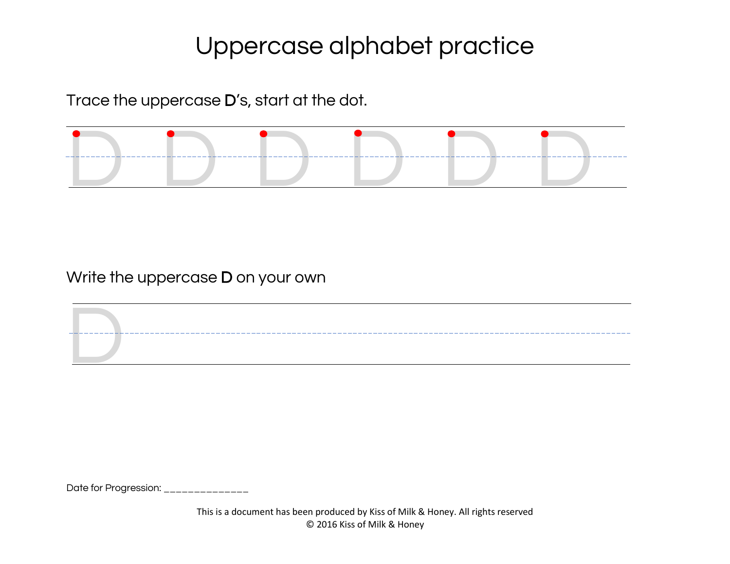# Uppercase alphabet practice

Trace the uppercase **D**'s, start at the dot.

D D D D D D

Write the uppercase **D** on your own

D

Date for Progression: ______________

This is a document has been produced by Kiss of Milk & Honey. All rights reserved
© 2016 Kiss of Milk & Honey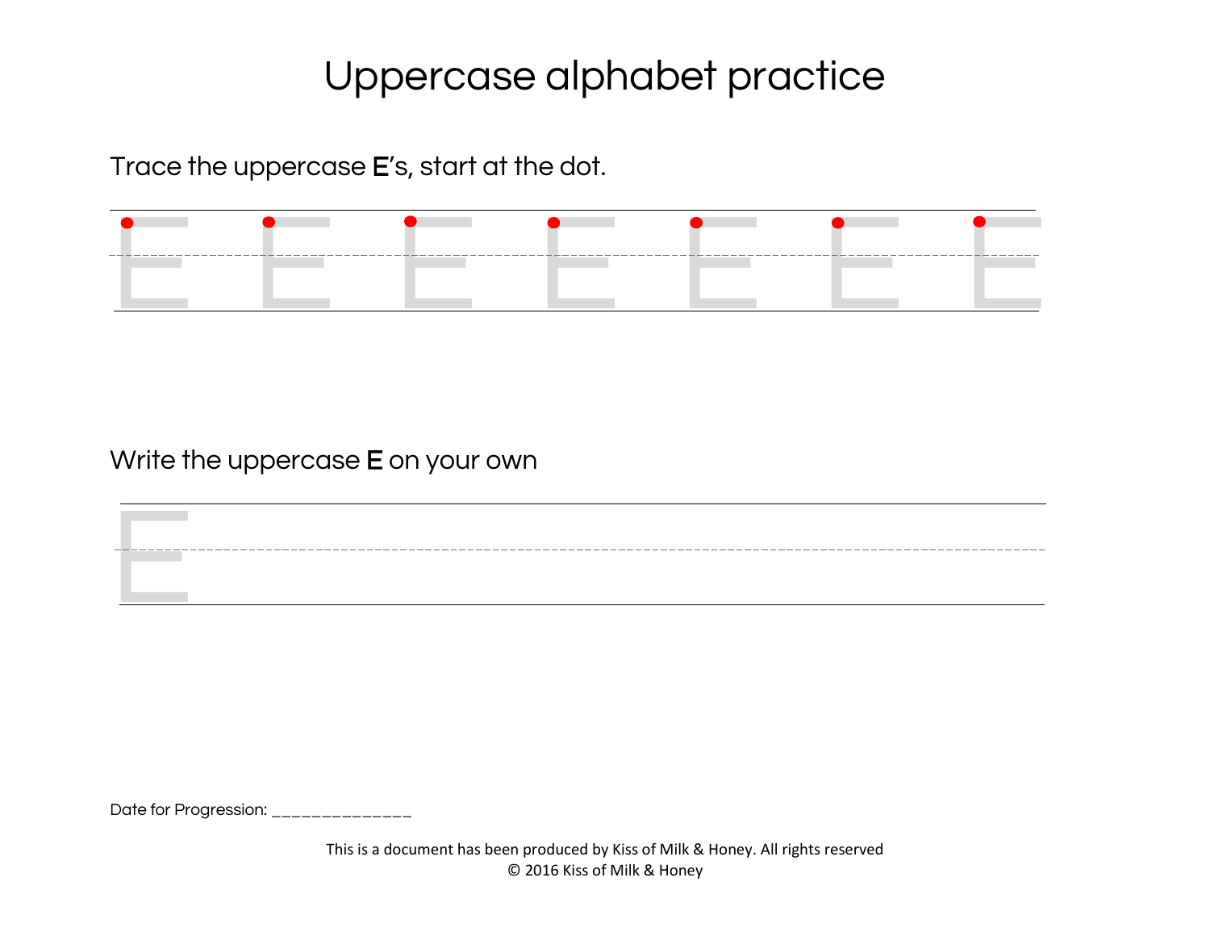# Uppercase alphabet practice

Trace the uppercase **E**'s, start at the dot.

Write the uppercase **E** on your own

Date for Progression: ______________

This is a document has been produced by Kiss of Milk & Honey. All rights reserved
© 2016 Kiss of Milk & Honey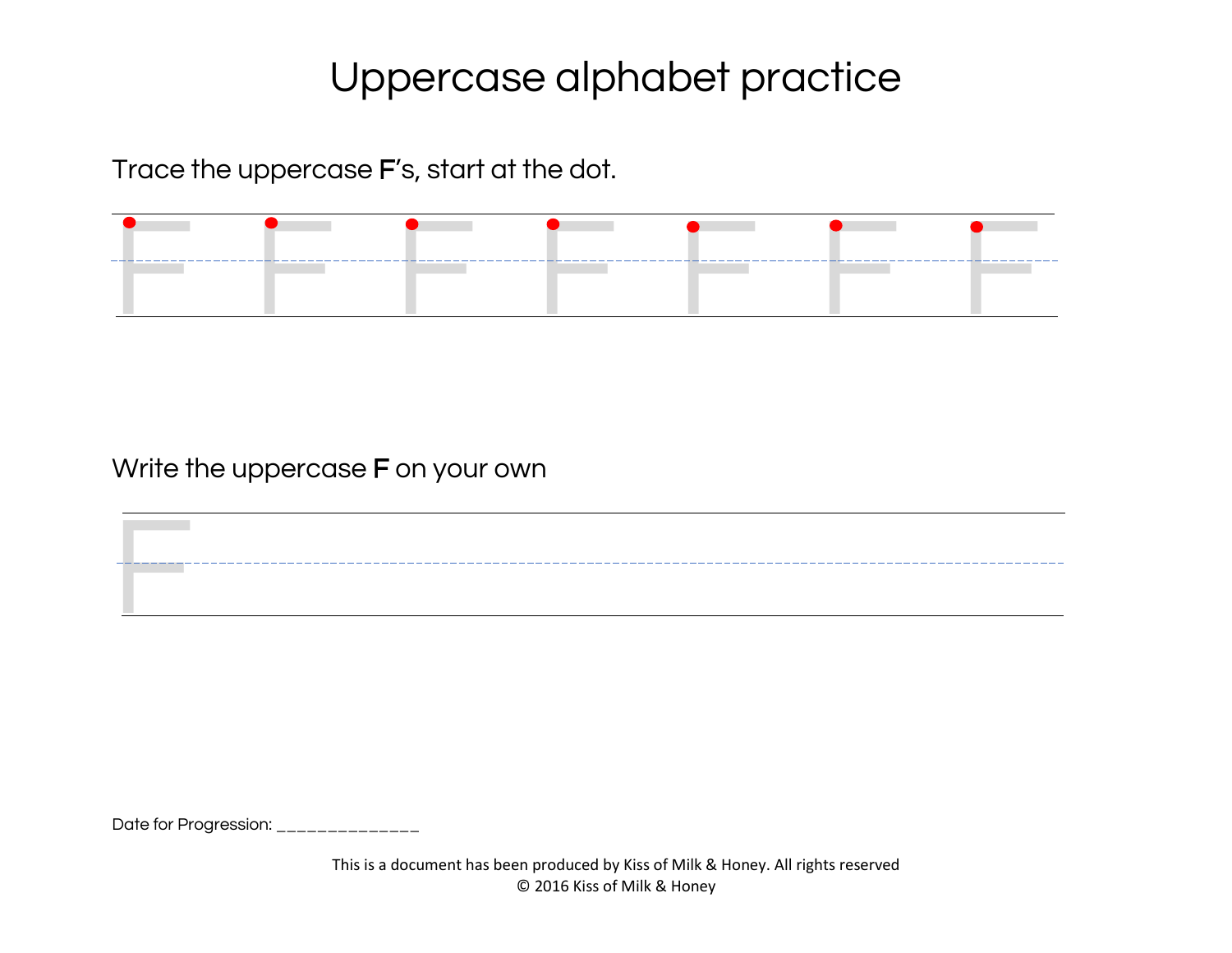# Uppercase alphabet practice

Trace the uppercase **F**’s, start at the dot.

Write the uppercase **F** on your own

Date for Progression: ______________

This is a document has been produced by Kiss of Milk & Honey. All rights reserved
© 2016 Kiss of Milk & Honey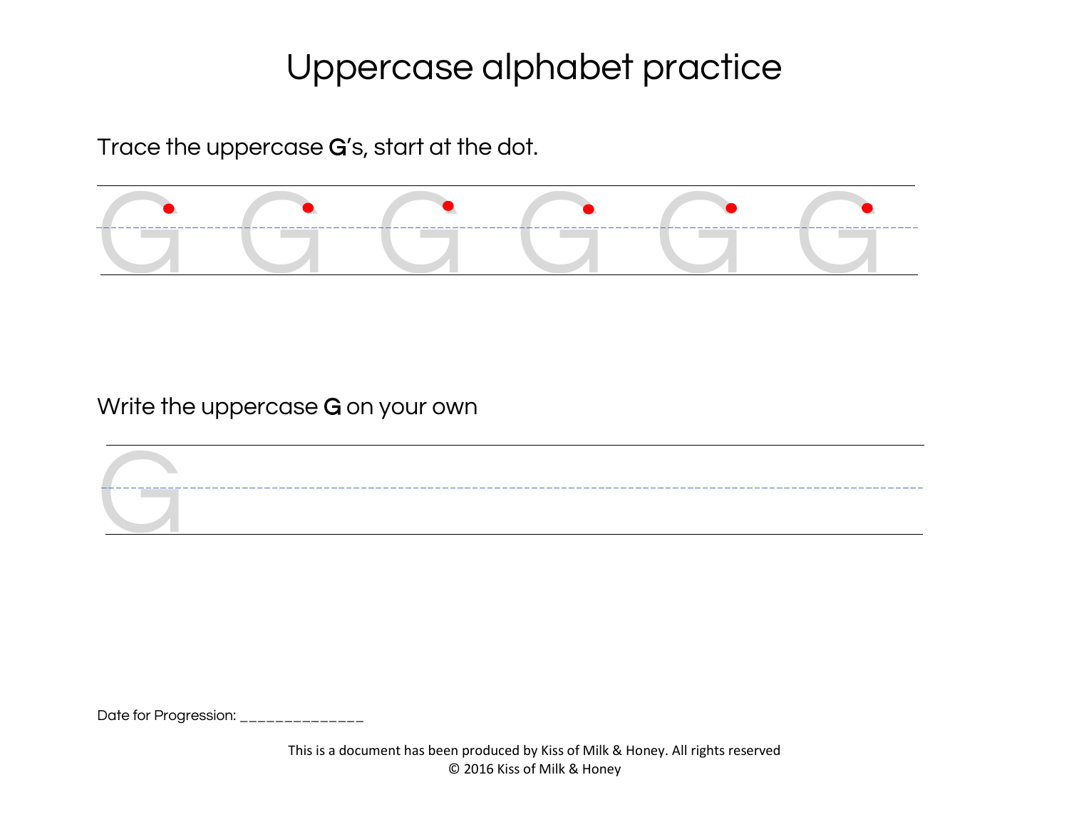# Uppercase alphabet practice

Trace the uppercase **G**'s, start at the dot.

G G G G G G

Write the uppercase **G** on your own

G

Date for Progression: ______________

This is a document has been produced by Kiss of Milk & Honey. All rights reserved
© 2016 Kiss of Milk & Honey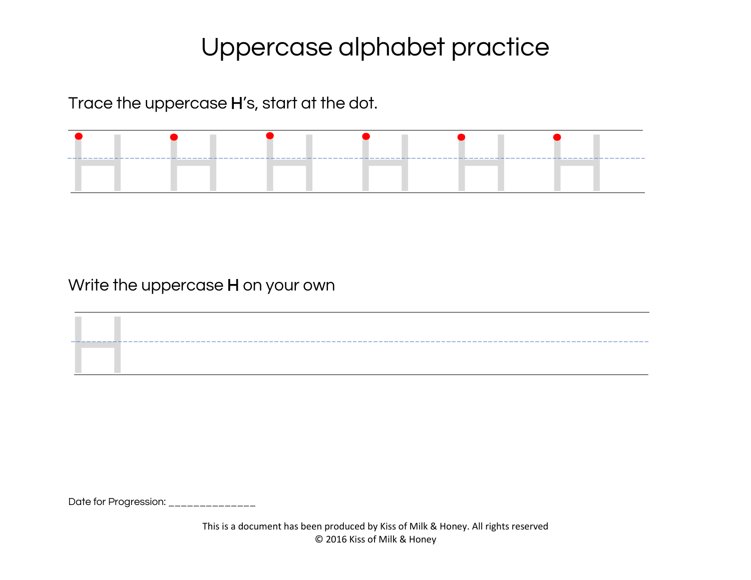# Uppercase alphabet practice

Trace the uppercase **H**'s, start at the dot.

Write the uppercase **H** on your own

Date for Progression: ______________

This is a document has been produced by Kiss of Milk & Honey. All rights reserved
© 2016 Kiss of Milk & Honey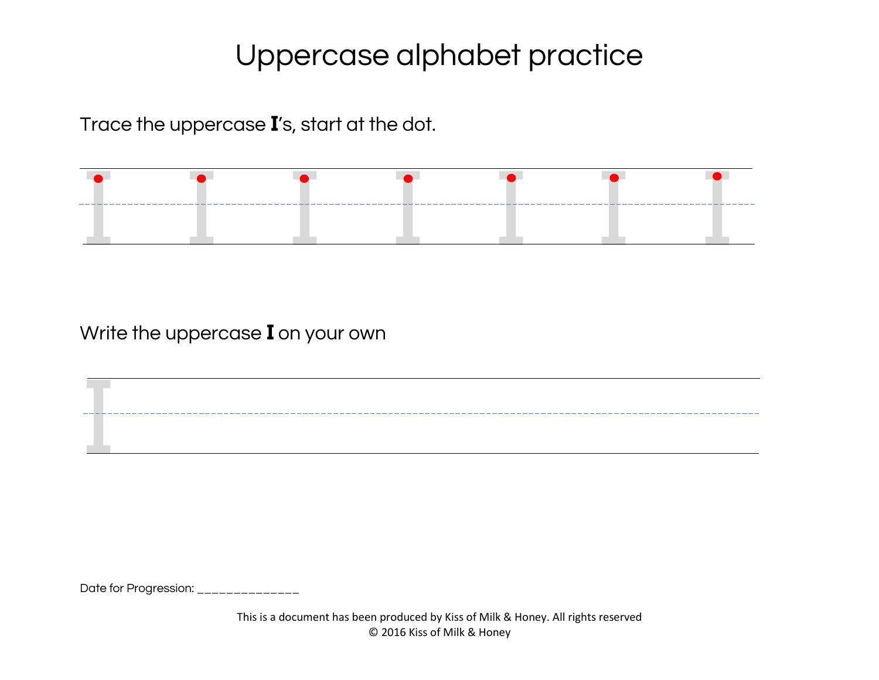# Uppercase alphabet practice

Trace the uppercase **I**'s, start at the dot.

Write the uppercase **I** on your own

Date for Progression: ______________

This is a document has been produced by Kiss of Milk & Honey. All rights reserved
© 2016 Kiss of Milk & Honey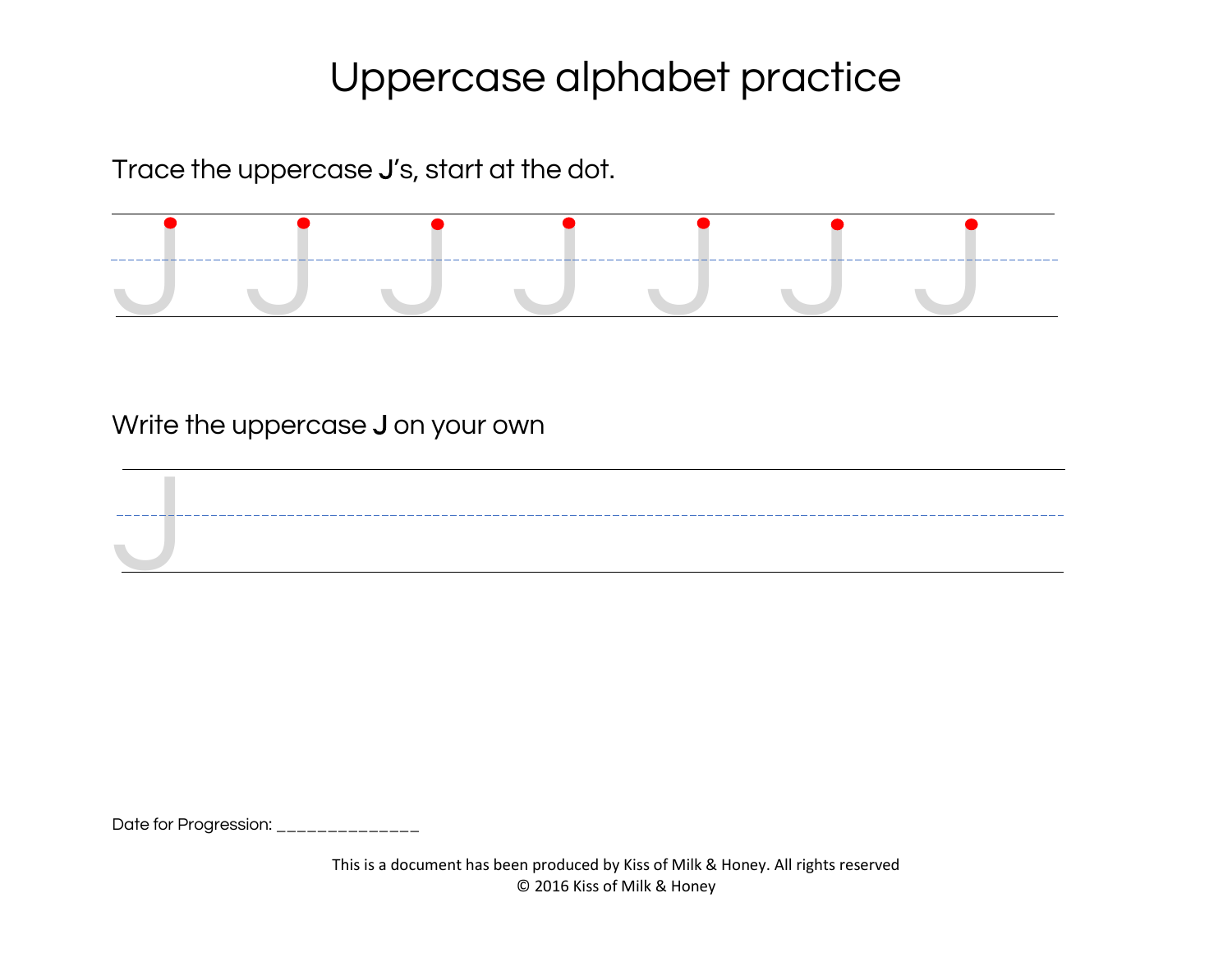# Uppercase alphabet practice

Trace the uppercase **J**'s, start at the dot.

Write the uppercase **J** on your own

Date for Progression: ______________

This is a document has been produced by Kiss of Milk & Honey. All rights reserved
© 2016 Kiss of Milk & Honey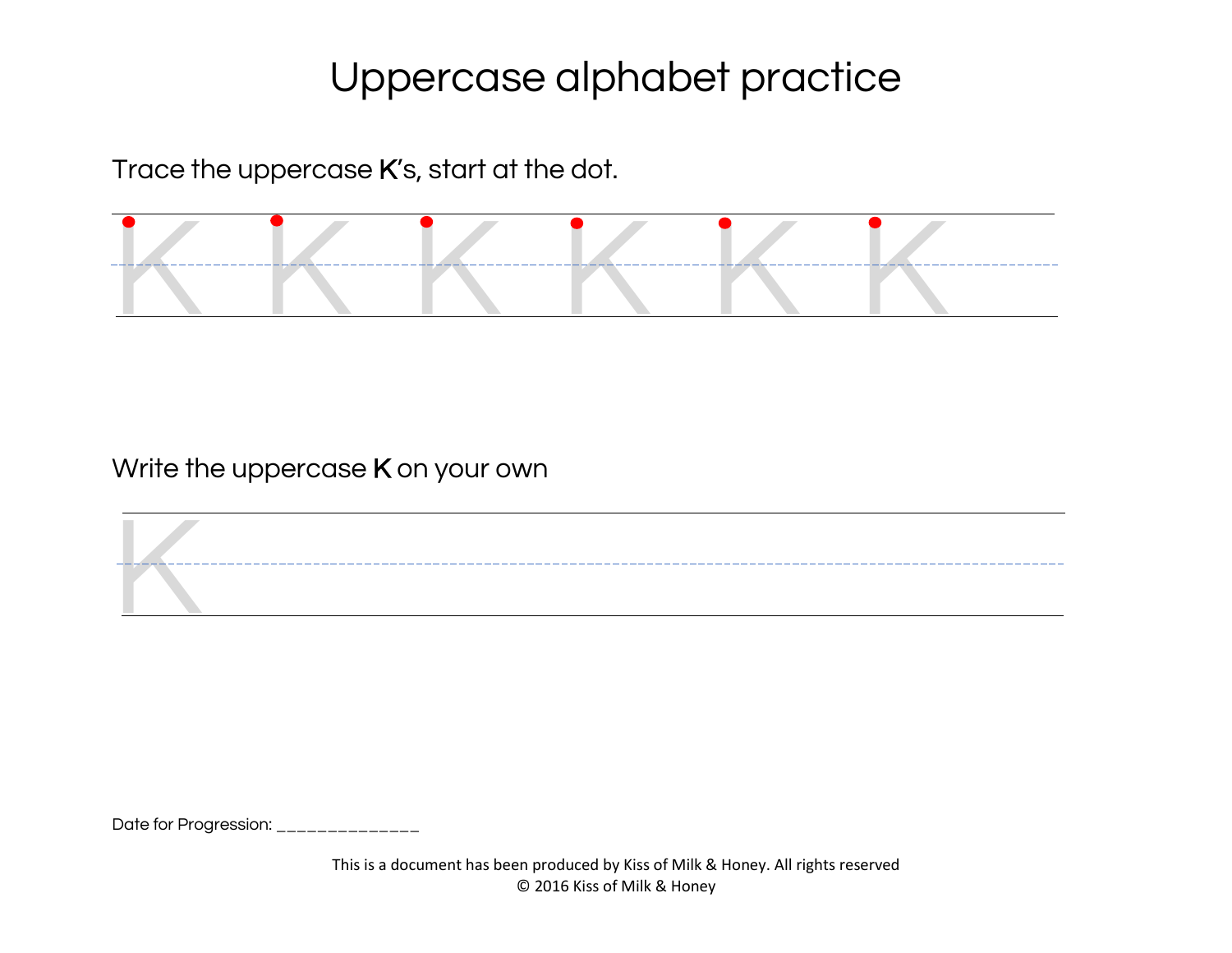# Uppercase alphabet practice

Trace the uppercase **K**'s, start at the dot.

K K K K K K

Write the uppercase **K** on your own

K

Date for Progression: ______________

This is a document has been produced by Kiss of Milk & Honey. All rights reserved
© 2016 Kiss of Milk & Honey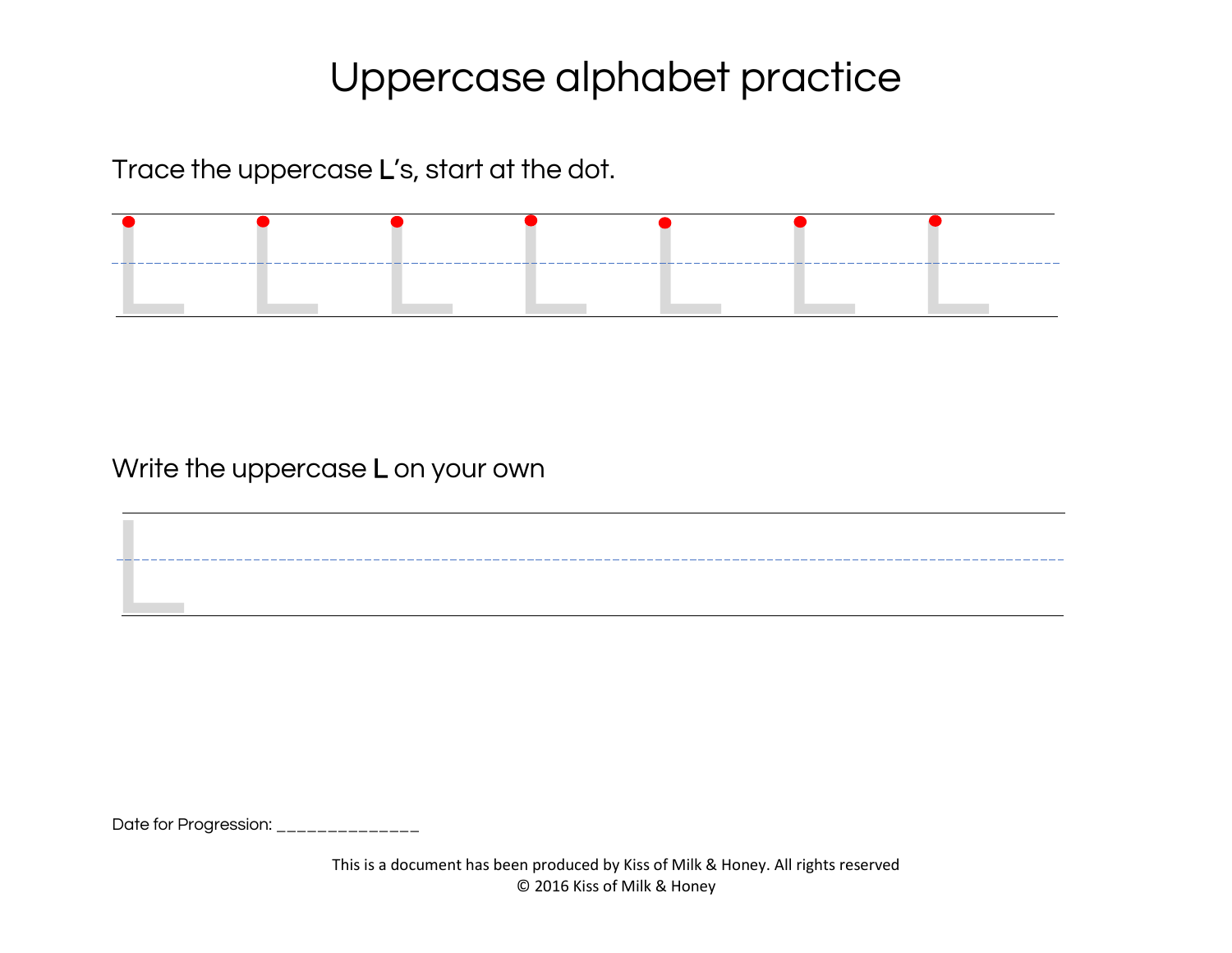# Uppercase alphabet practice

Trace the uppercase **L**'s, start at the dot.

Write the uppercase **L** on your own

Date for Progression: ______________

This is a document has been produced by Kiss of Milk & Honey. All rights reserved
© 2016 Kiss of Milk & Honey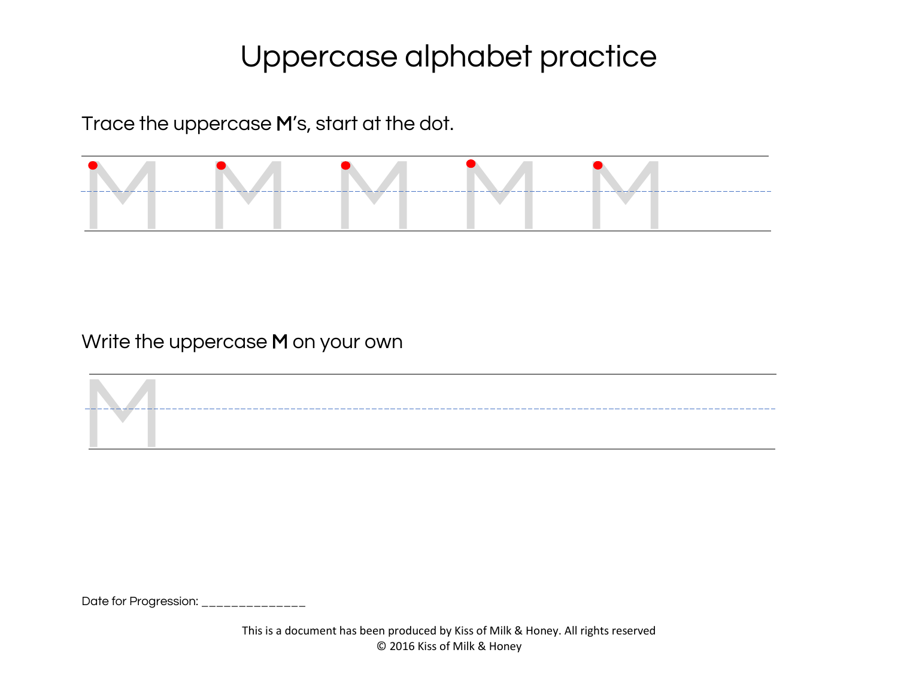# Uppercase alphabet practice

Trace the uppercase **M**'s, start at the dot.

M M M M M

Write the uppercase **M** on your own

M

Date for Progression: ______________

This is a document has been produced by Kiss of Milk & Honey. All rights reserved
© 2016 Kiss of Milk & Honey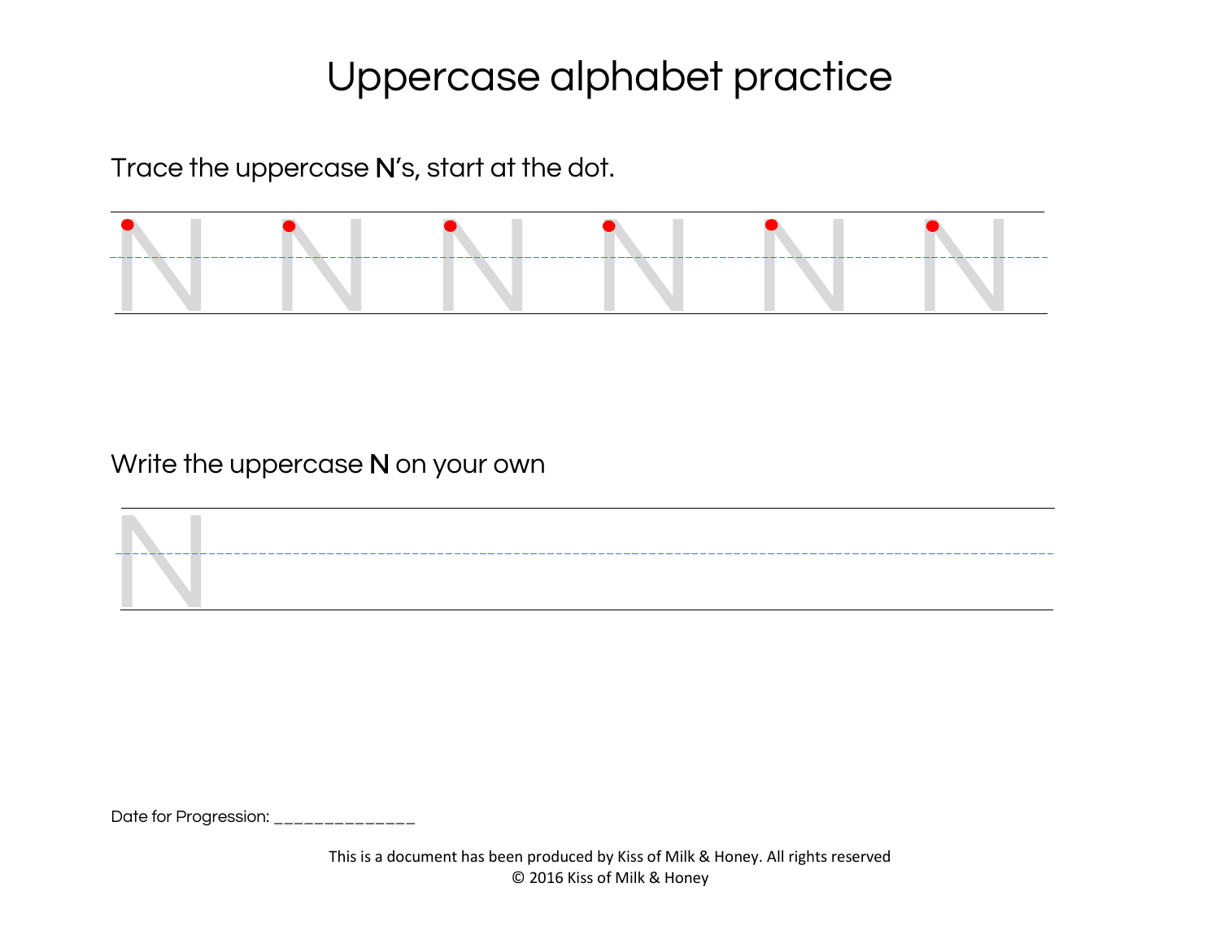# Uppercase alphabet practice

Trace the uppercase **N**'s, start at the dot.

N N N N N N

Write the uppercase **N** on your own

N

Date for Progression: ______________

This is a document has been produced by Kiss of Milk & Honey. All rights reserved
© 2016 Kiss of Milk & Honey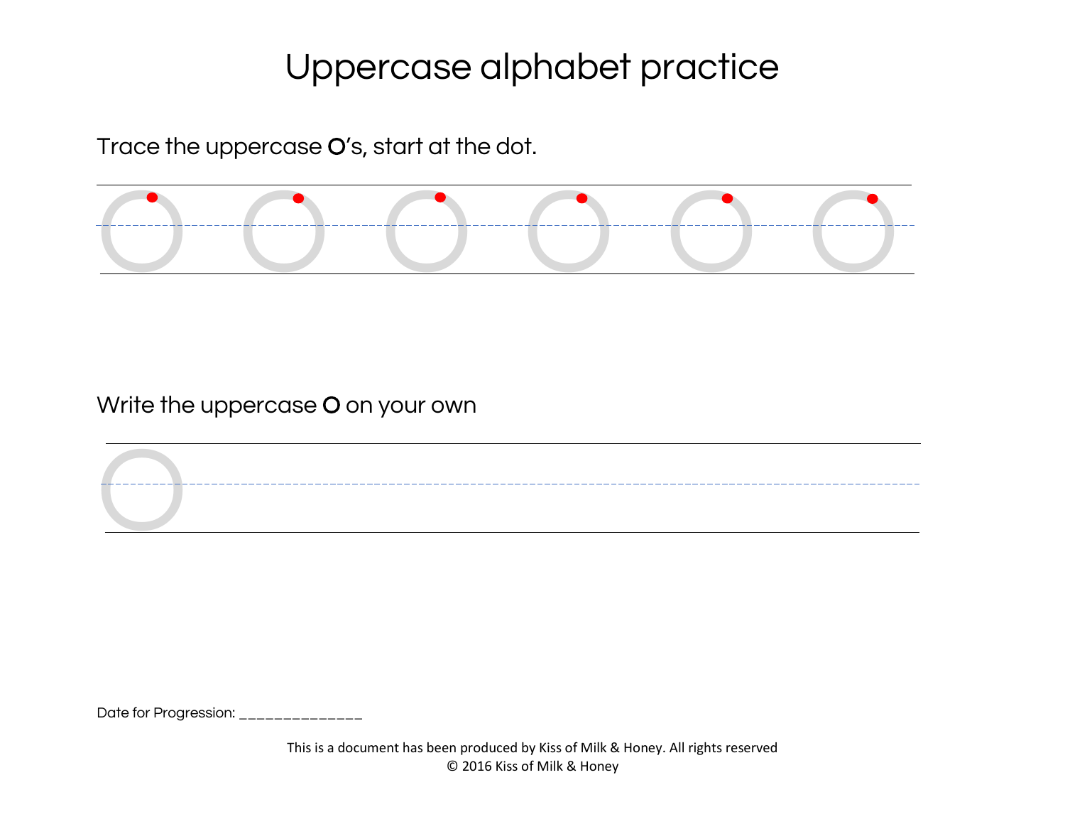# Uppercase alphabet practice

Trace the uppercase **O**'s, start at the dot.

Write the uppercase **O** on your own

Date for Progression: ______________

This is a document has been produced by Kiss of Milk & Honey. All rights reserved
© 2016 Kiss of Milk & Honey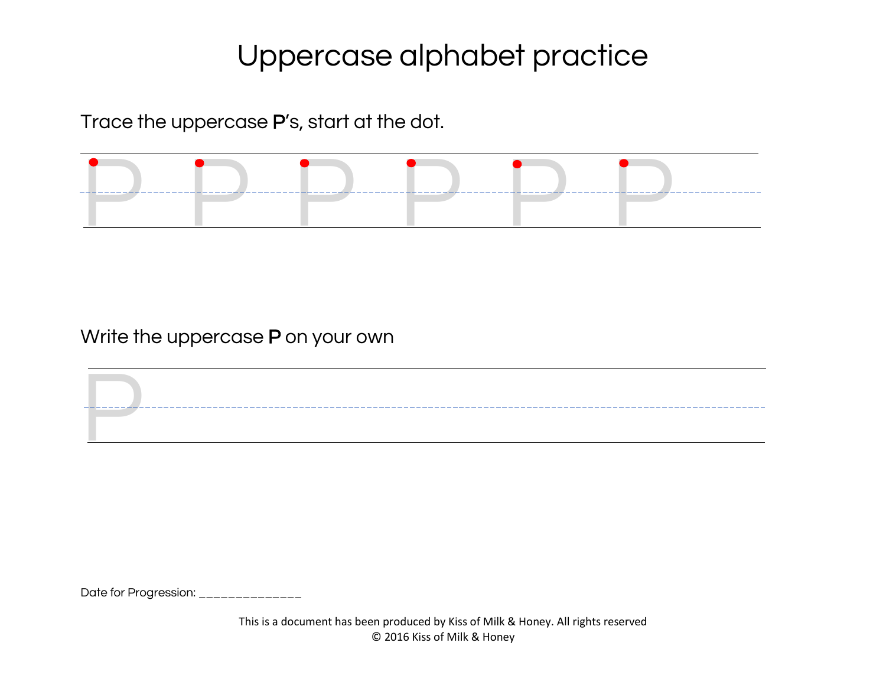# Uppercase alphabet practice

Trace the uppercase **P**'s, start at the dot.

P P P P P P

Write the uppercase **P** on your own

P

Date for Progression: ______________

This is a document has been produced by Kiss of Milk & Honey. All rights reserved
© 2016 Kiss of Milk & Honey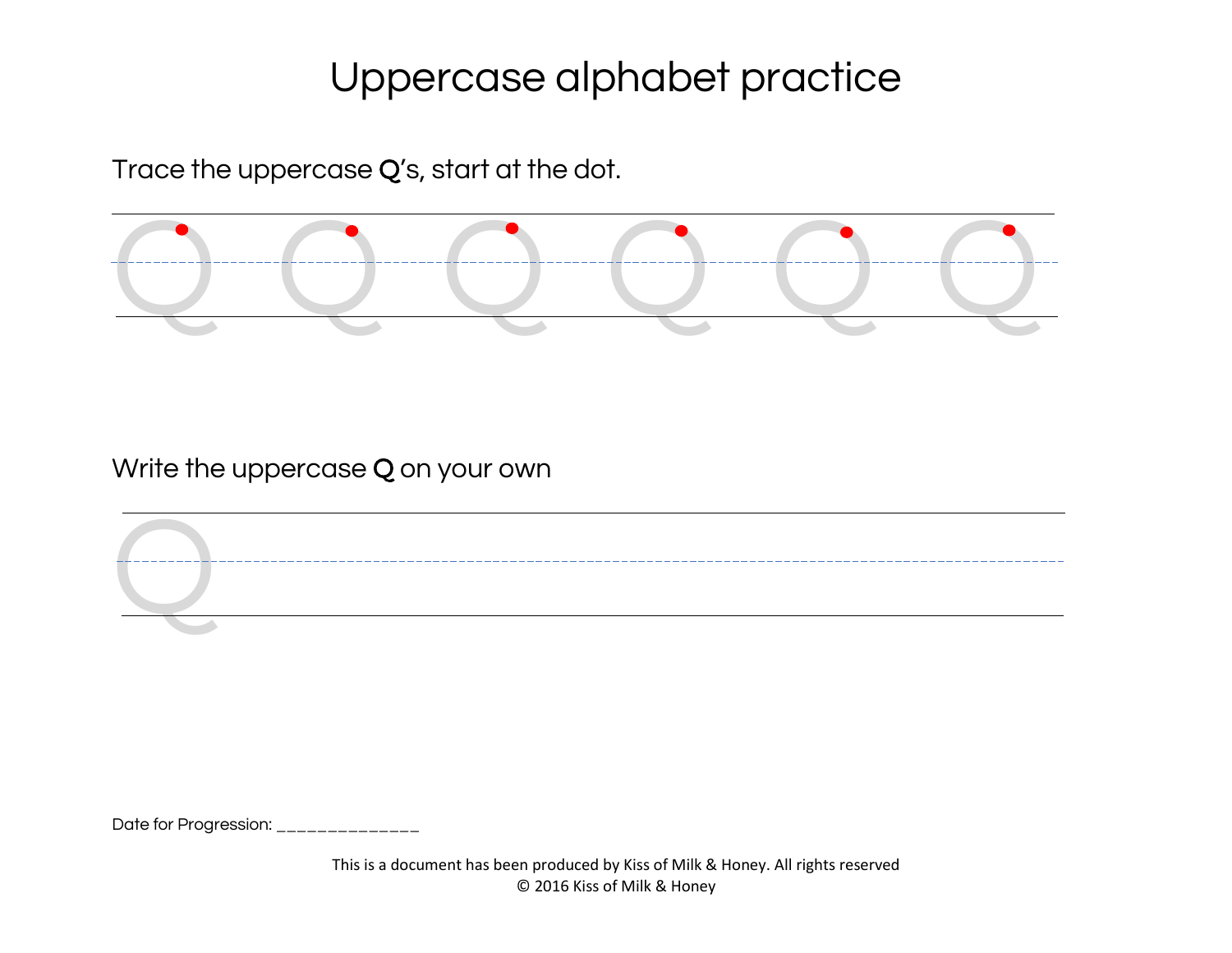# Uppercase alphabet practice

Trace the uppercase **Q**'s, start at the dot.

Write the uppercase **Q** on your own

Date for Progression: ______________

This is a document has been produced by Kiss of Milk & Honey. All rights reserved
© 2016 Kiss of Milk & Honey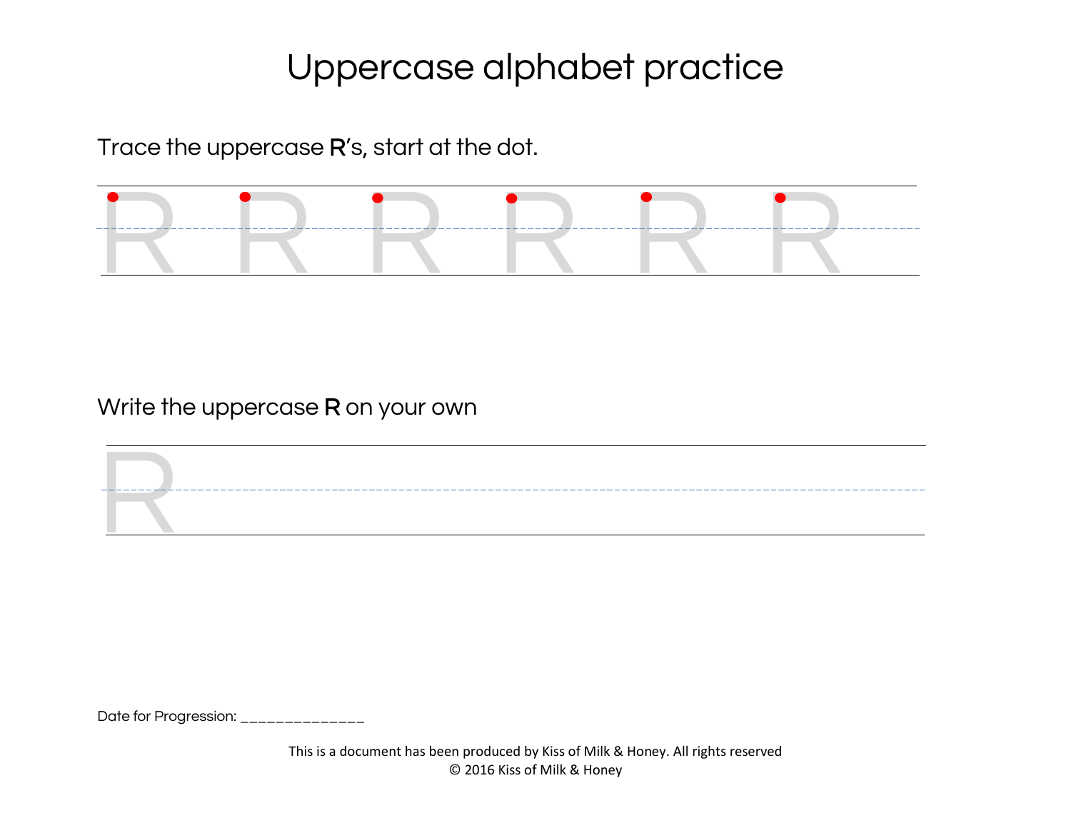# Uppercase alphabet practice

Trace the uppercase **R**'s, start at the dot.

R R R R R R

Write the uppercase **R** on your own

R

Date for Progression: ______________

This is a document has been produced by Kiss of Milk & Honey. All rights reserved
© 2016 Kiss of Milk & Honey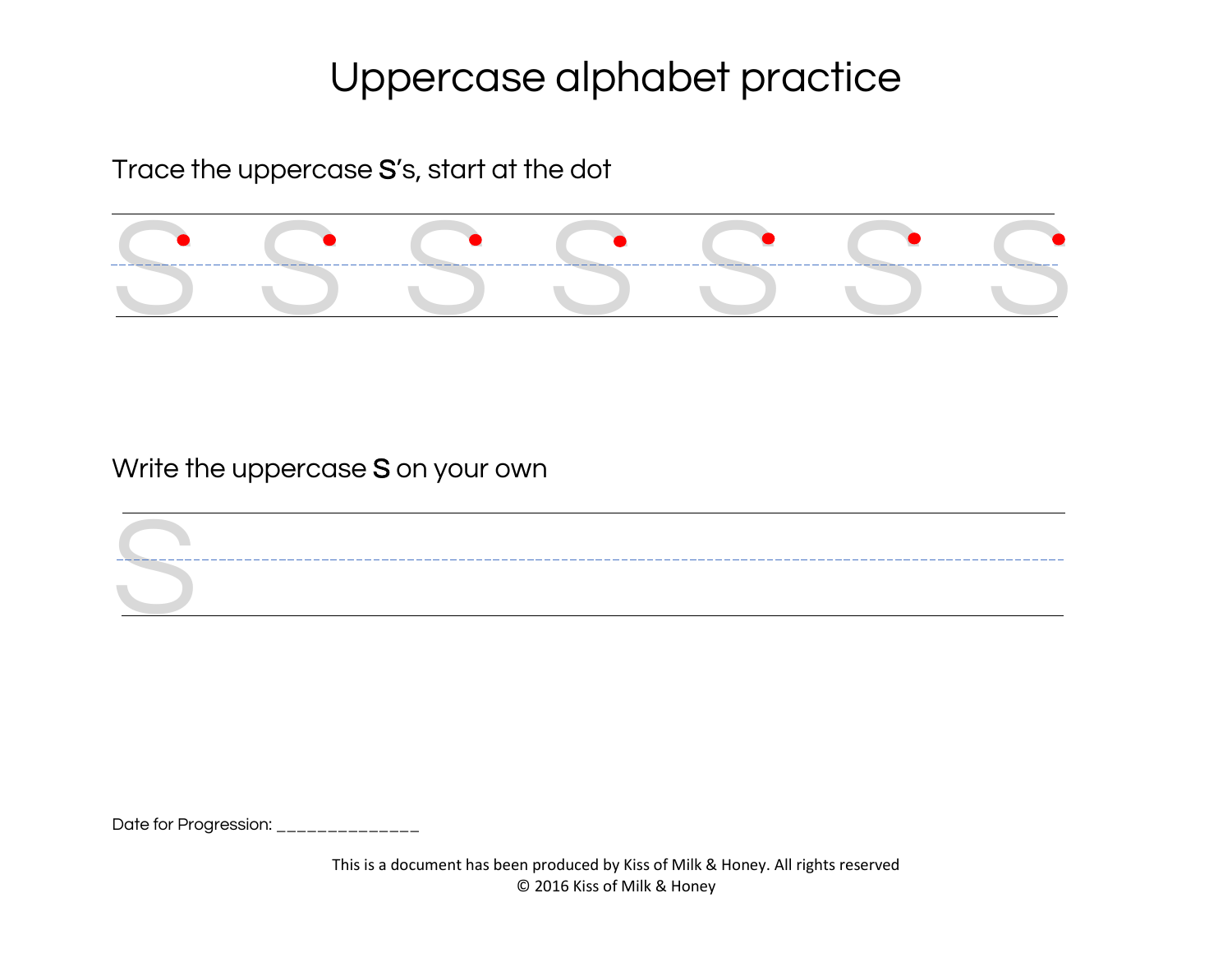# Uppercase alphabet practice

Trace the uppercase **S**'s, start at the dot

S S S S S S S

Write the uppercase **S** on your own

S

Date for Progression: ______________

This is a document has been produced by Kiss of Milk & Honey. All rights reserved
© 2016 Kiss of Milk & Honey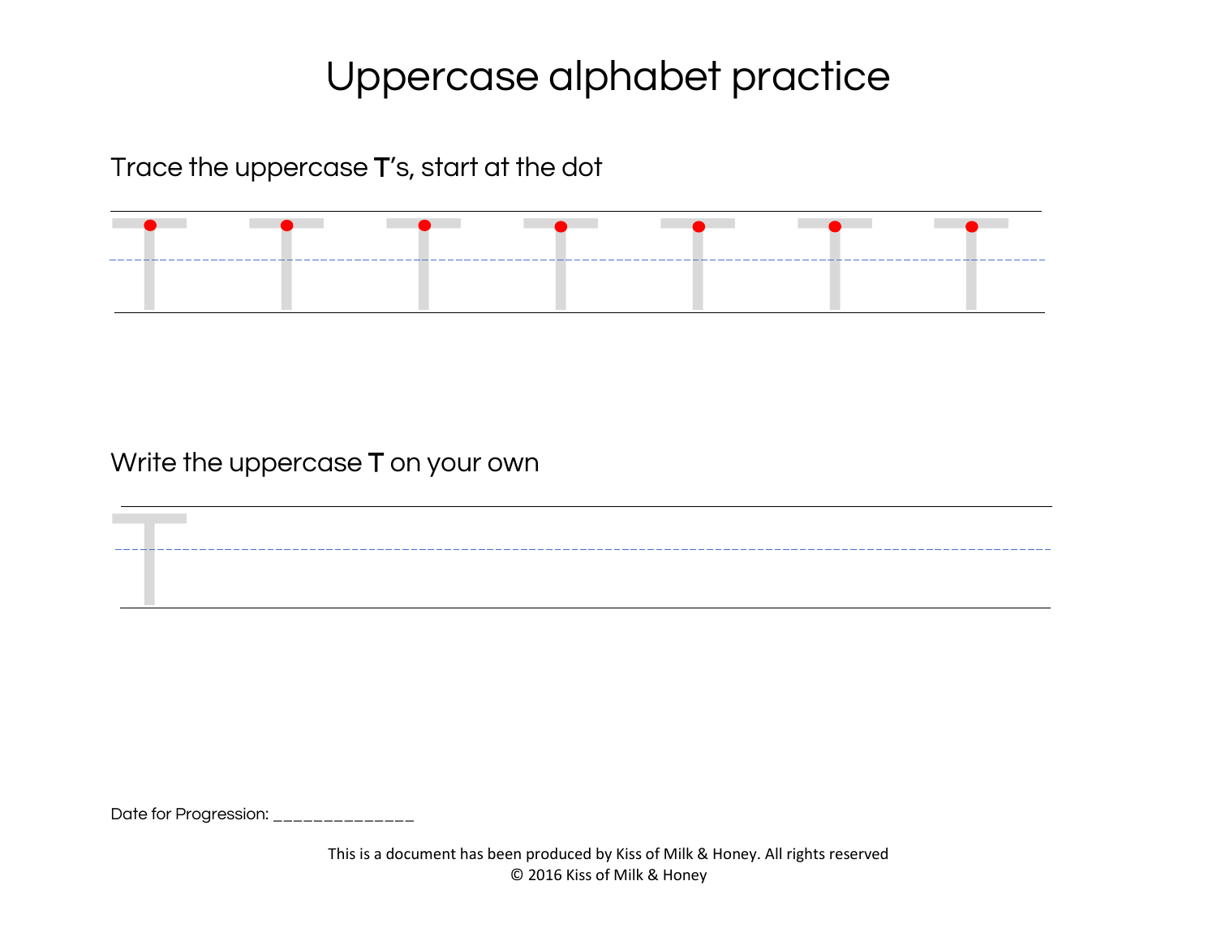# Uppercase alphabet practice

Trace the uppercase **T**'s, start at the dot

Write the uppercase **T** on your own

Date for Progression: ______________

This is a document has been produced by Kiss of Milk & Honey. All rights reserved
© 2016 Kiss of Milk & Honey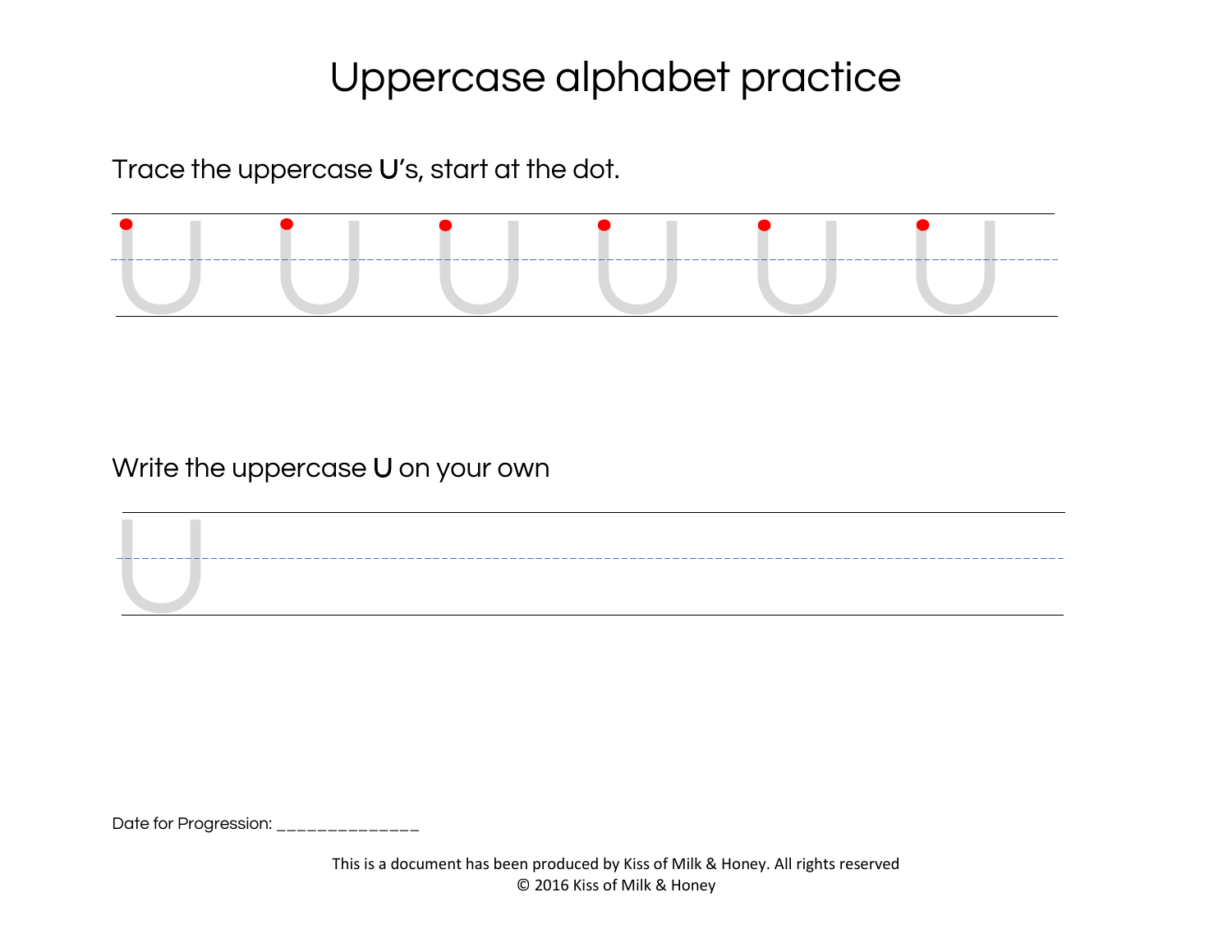# Uppercase alphabet practice

Trace the uppercase **U**'s, start at the dot.

U U U U U U

Write the uppercase **U** on your own

U

Date for Progression: ______________

This is a document has been produced by Kiss of Milk & Honey. All rights reserved
© 2016 Kiss of Milk & Honey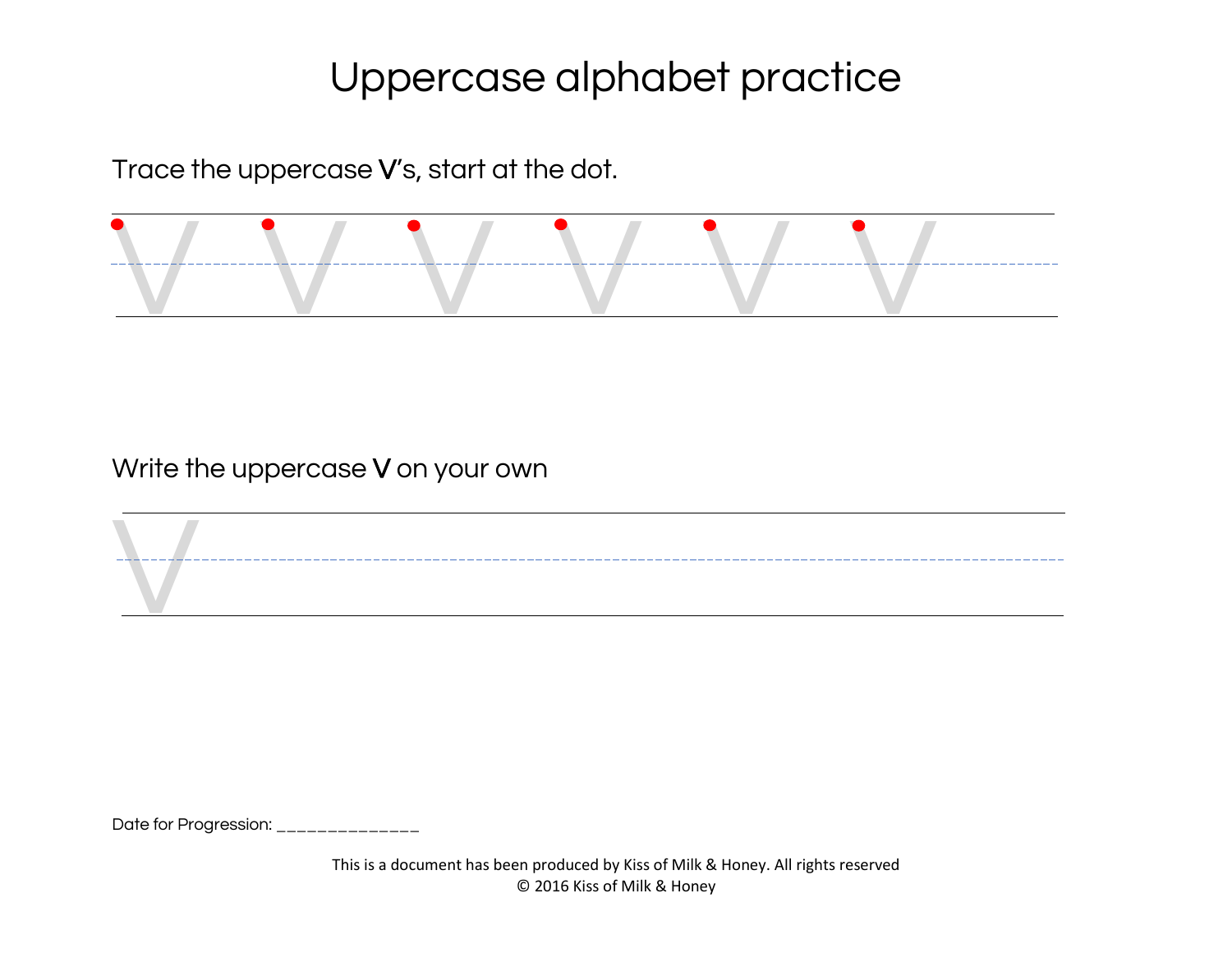# Uppercase alphabet practice

Trace the uppercase **V**'s, start at the dot.

V V V V V V

Write the uppercase **V** on your own

V

Date for Progression: ______________

This is a document has been produced by Kiss of Milk & Honey. All rights reserved
© 2016 Kiss of Milk & Honey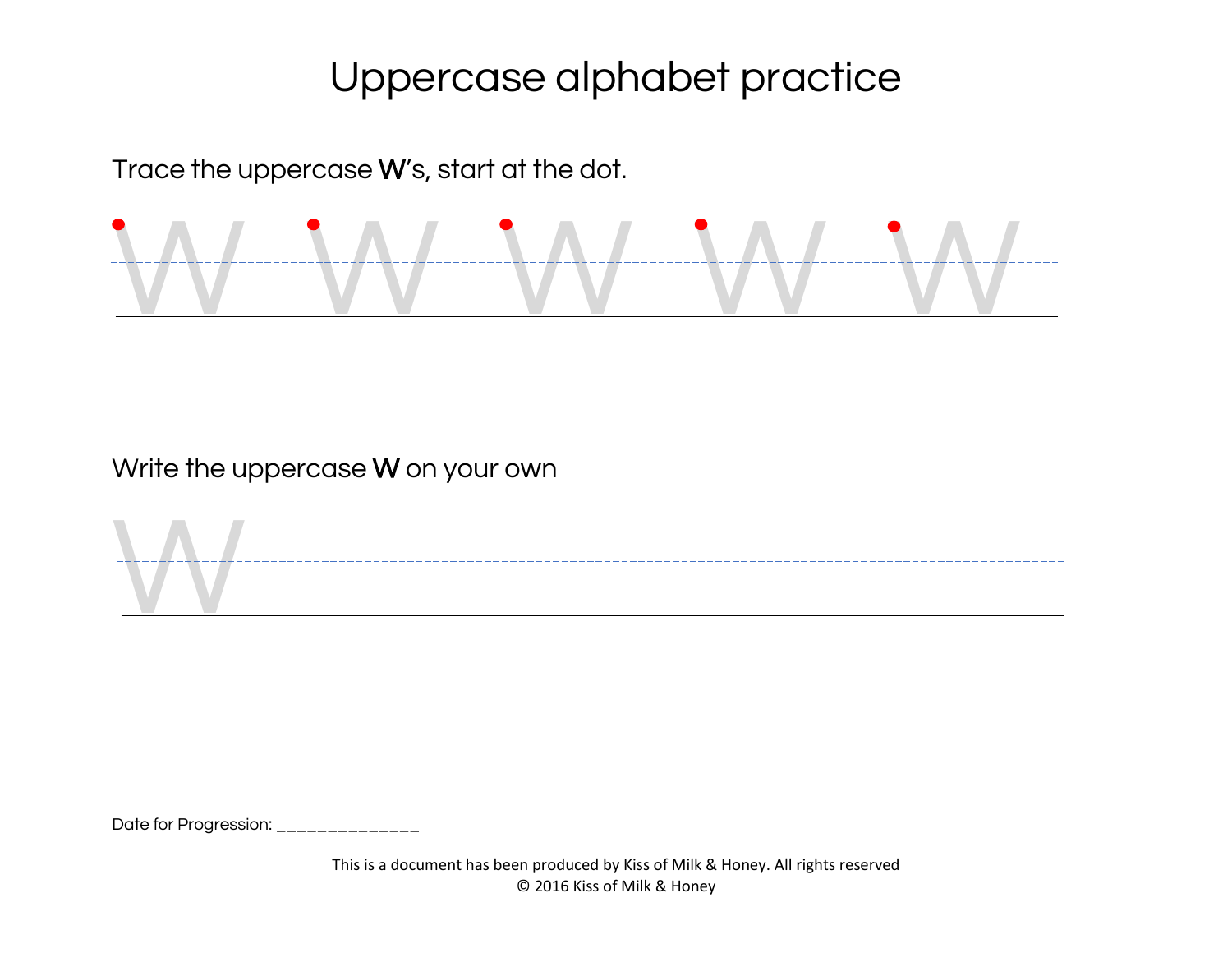# Uppercase alphabet practice

Trace the uppercase **W**'s, start at the dot.

W W W W W

Write the uppercase **W** on your own

W

Date for Progression: ______________

This is a document has been produced by Kiss of Milk & Honey. All rights reserved
© 2016 Kiss of Milk & Honey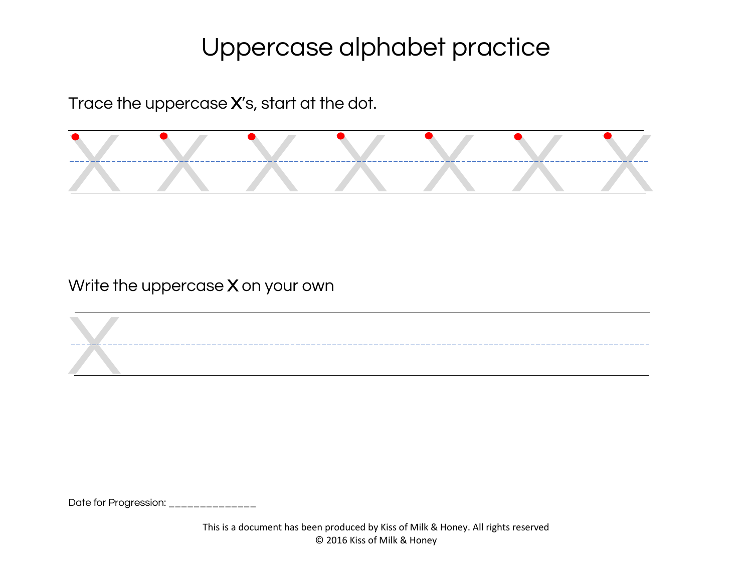# Uppercase alphabet practice

Trace the uppercase **X**'s, start at the dot.

X X X X X X X

Write the uppercase **X** on your own

X

Date for Progression: ______________

This is a document has been produced by Kiss of Milk & Honey. All rights reserved
© 2016 Kiss of Milk & Honey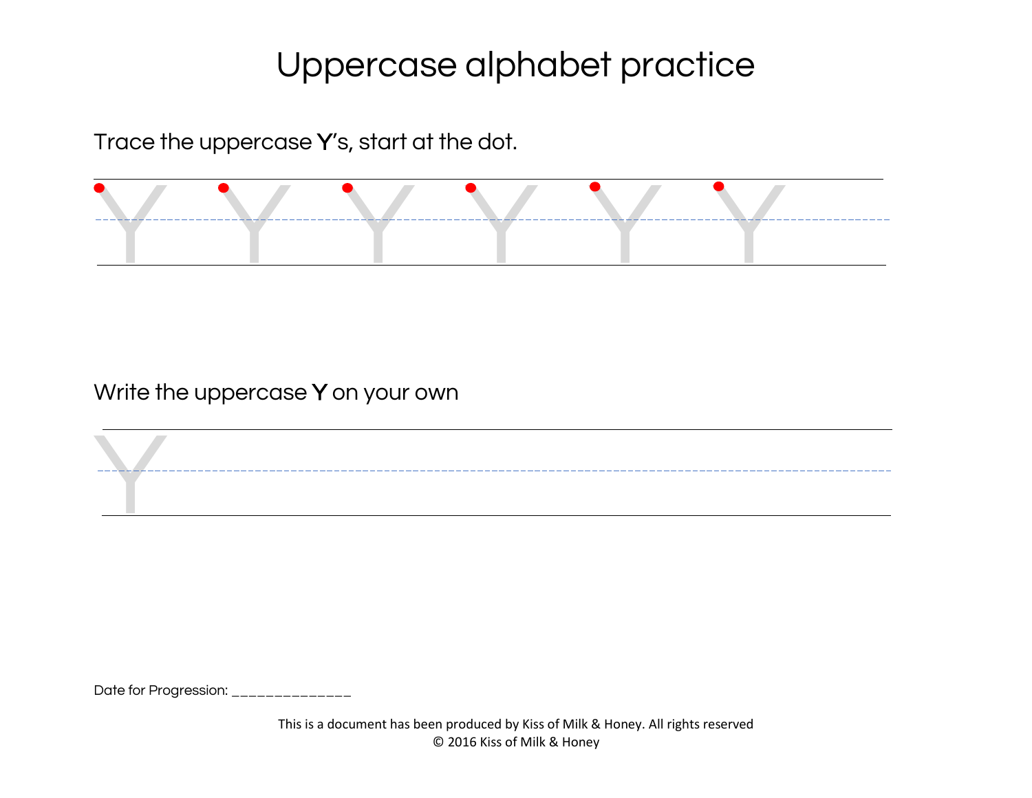# Uppercase alphabet practice

Trace the uppercase **Y**’s, start at the dot.

Y Y Y Y Y Y

Write the uppercase **Y** on your own

Y

Date for Progression: ______________

This is a document has been produced by Kiss of Milk & Honey. All rights reserved
© 2016 Kiss of Milk & Honey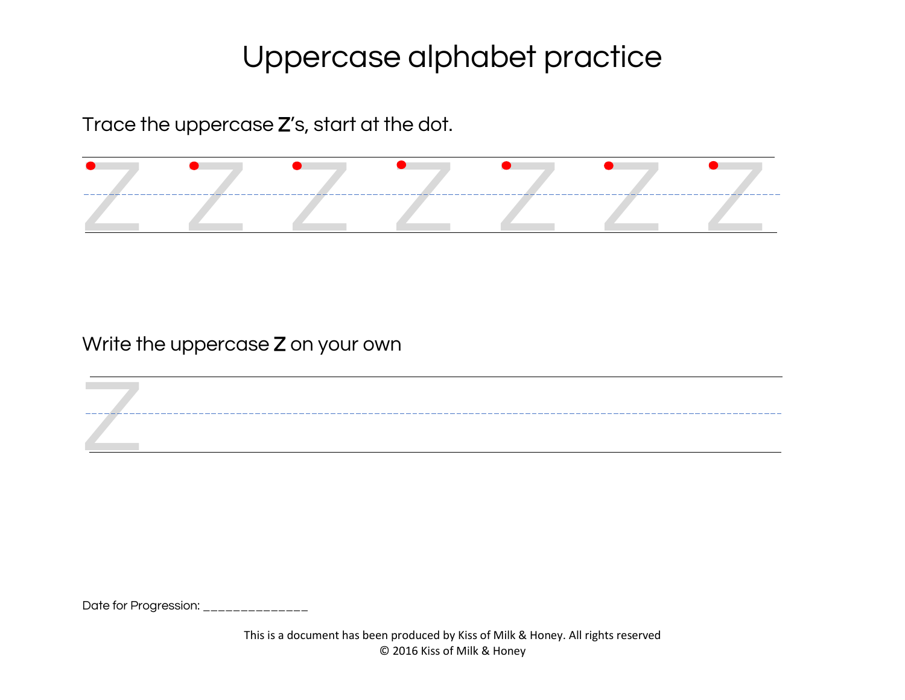# Uppercase alphabet practice

Trace the uppercase **Z**'s, start at the dot.

Z Z Z Z Z Z Z

Write the uppercase **Z** on your own

Z

Date for Progression: ______________

This is a document has been produced by Kiss of Milk & Honey. All rights reserved
© 2016 Kiss of Milk & Honey